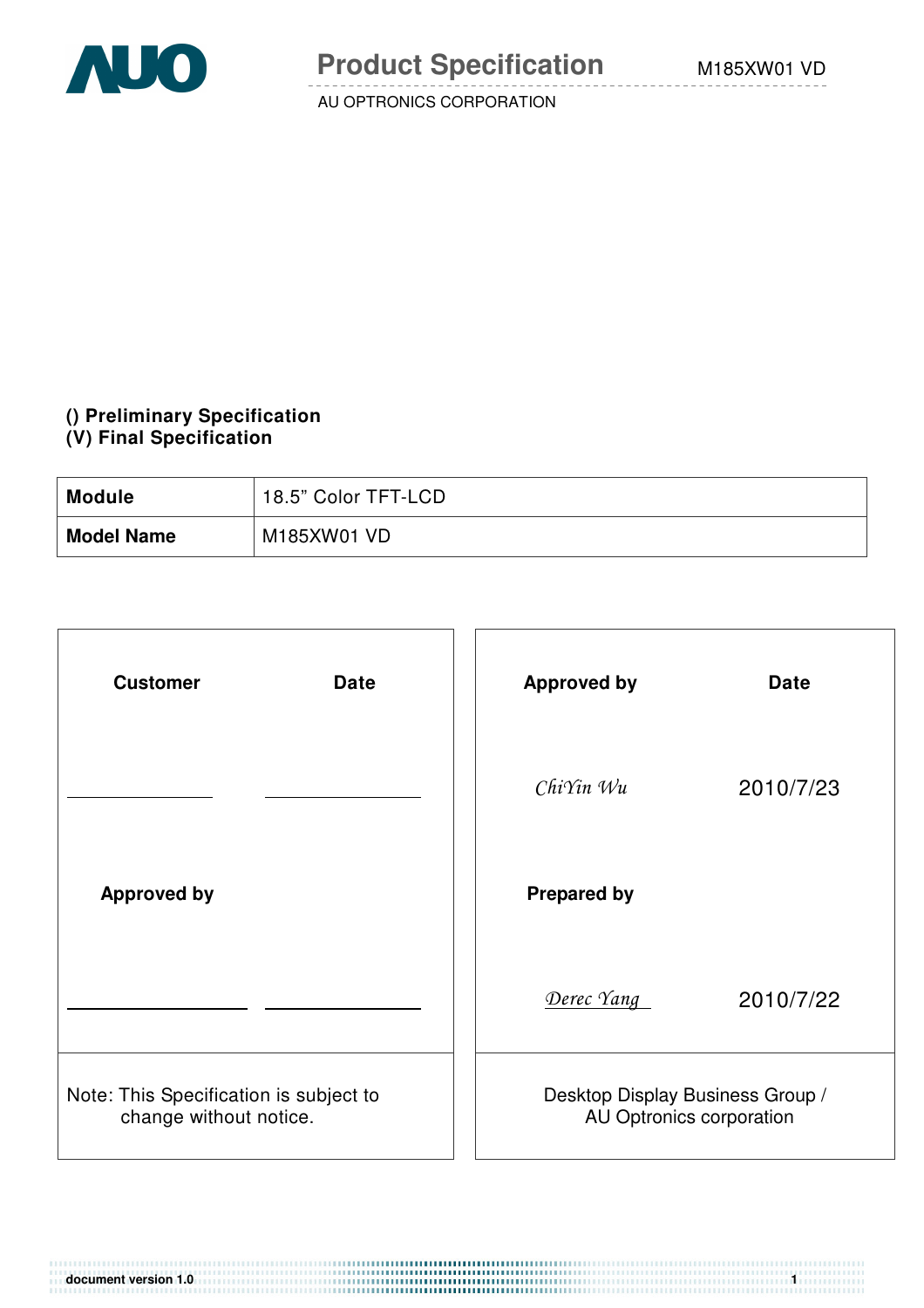# Product Specification

AU OPTRONICS CORPORATION

**() Preliminary Specification**
**(V) Final Specification**

| **Module** | 18.5" Color TFT-LCD |
|---|---|
| **Model Name** | M185XW01 VD |

| **Customer** | **Date** | **Approved by** | **Date** |
|---|---|---|---|
| | | *ChiYin Wu* | 2010/7/23 |
| **Approved by** | | **Prepared by** | |
| | | *Derec Yang* | 2010/7/22 |
| Note: This Specification is subject to change without notice. | | Desktop Display Business Group / AU Optronics corporation | |

document version 1.0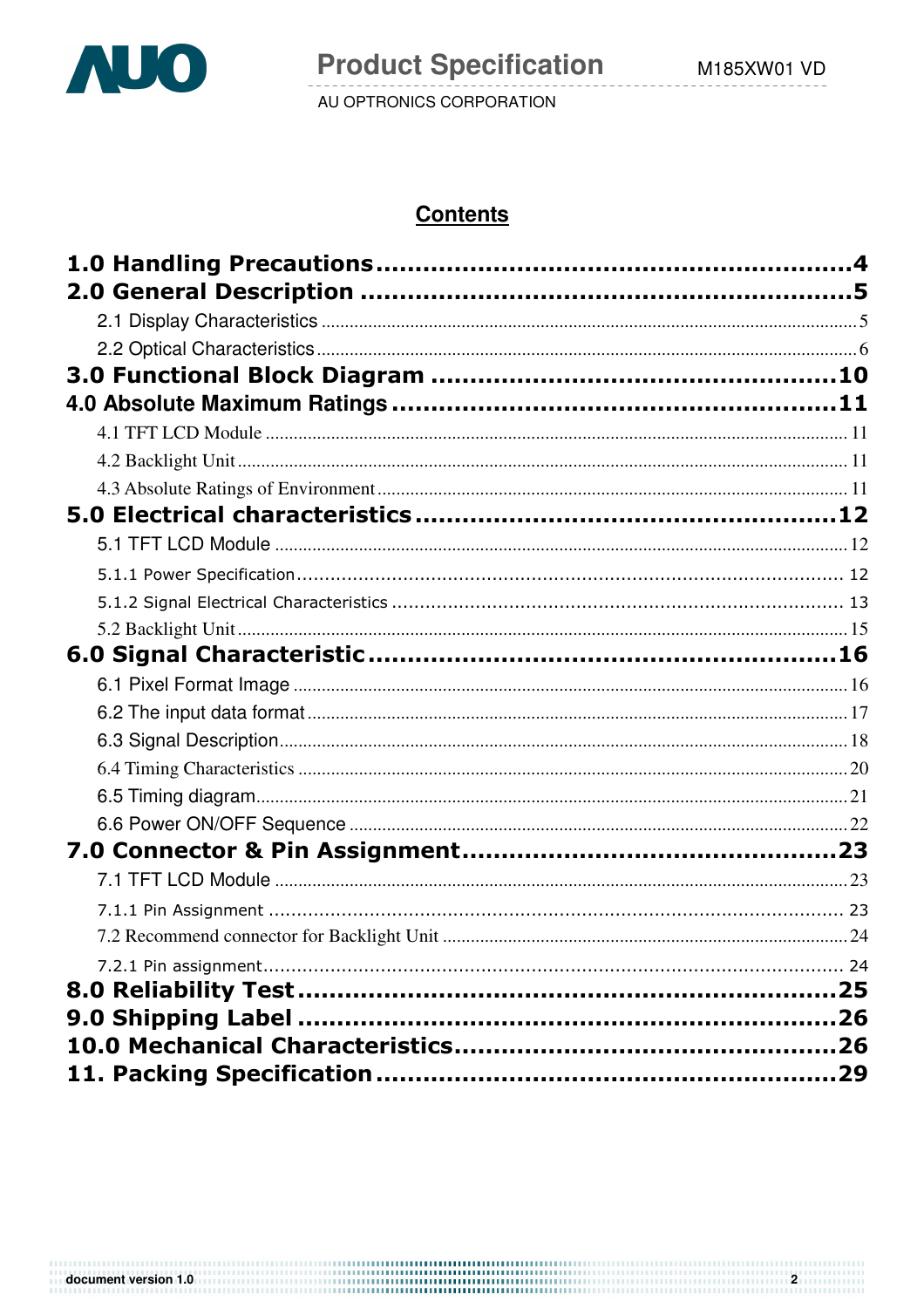# Contents

**1.0 Handling Precautions .......................................................... 4**

**2.0 General Description .......................................................... 5**

2.1 Display Characteristics .......................................................... 5

2.2 Optical Characteristics .......................................................... 6

**3.0 Functional Block Diagram .......................................................... 10**

**4.0 Absolute Maximum Ratings .......................................................... 11**

4.1 TFT LCD Module .......................................................... 11

4.2 Backlight Unit .......................................................... 11

4.3 Absolute Ratings of Environment .......................................................... 11

**5.0 Electrical characteristics .......................................................... 12**

5.1 TFT LCD Module .......................................................... 12

5.1.1 Power Specification .......................................................... 12

5.1.2 Signal Electrical Characteristics .......................................................... 13

5.2 Backlight Unit .......................................................... 15

**6.0 Signal Characteristic .......................................................... 16**

6.1 Pixel Format Image .......................................................... 16

6.2 The input data format .......................................................... 17

6.3 Signal Description .......................................................... 18

6.4 Timing Characteristics .......................................................... 20

6.5 Timing diagram .......................................................... 21

6.6 Power ON/OFF Sequence .......................................................... 22

**7.0 Connector & Pin Assignment .......................................................... 23**

7.1 TFT LCD Module .......................................................... 23

7.1.1 Pin Assignment .......................................................... 23

7.2 Recommend connector for Backlight Unit .......................................................... 24

7.2.1 Pin assignment .......................................................... 24

**8.0 Reliability Test .......................................................... 25**

**9.0 Shipping Label .......................................................... 26**

**10.0 Mechanical Characteristics .......................................................... 26**

**11. Packing Specification .......................................................... 29**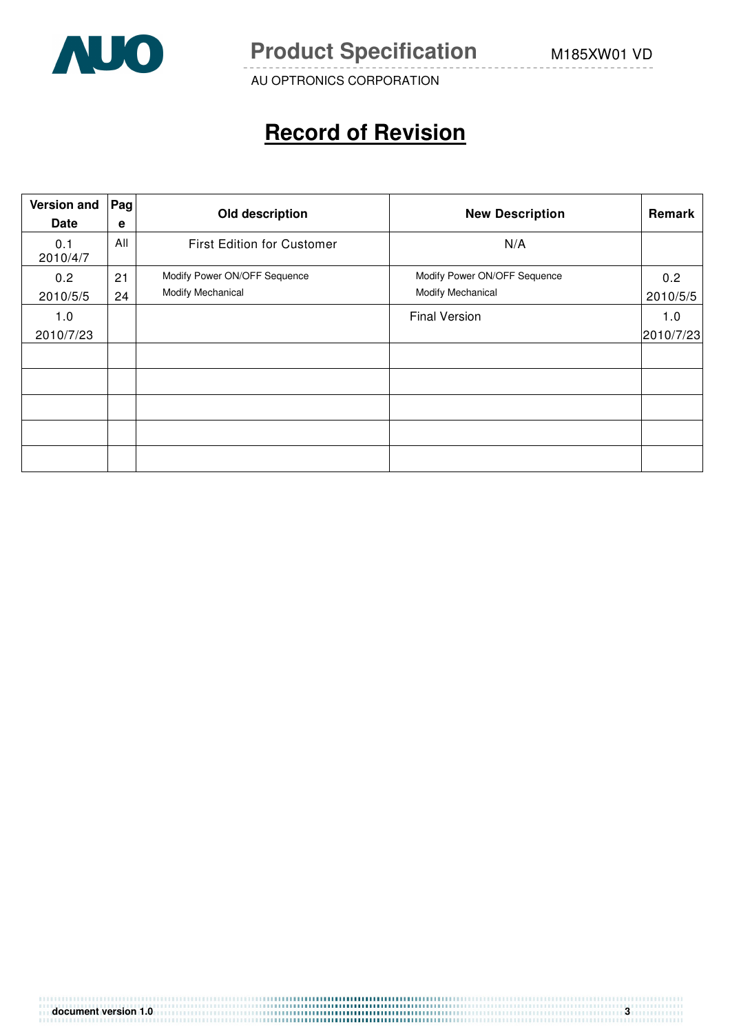# Record of Revision

| Version and Date | Page | Old description | New Description | Remark |
|---|---|---|---|---|
| 0.1 2010/4/7 | All | First Edition for Customer | N/A | |
| 0.2 2010/5/5 | 21<br>24 | Modify Power ON/OFF Sequence<br>Modify Mechanical | Modify Power ON/OFF Sequence<br>Modify Mechanical | 0.2 2010/5/5 |
| 1.0 2010/7/23 | | | Final Version | 1.0 2010/7/23 |
| | | | | |
| | | | | |
| | | | | |
| | | | | |
| | | | | |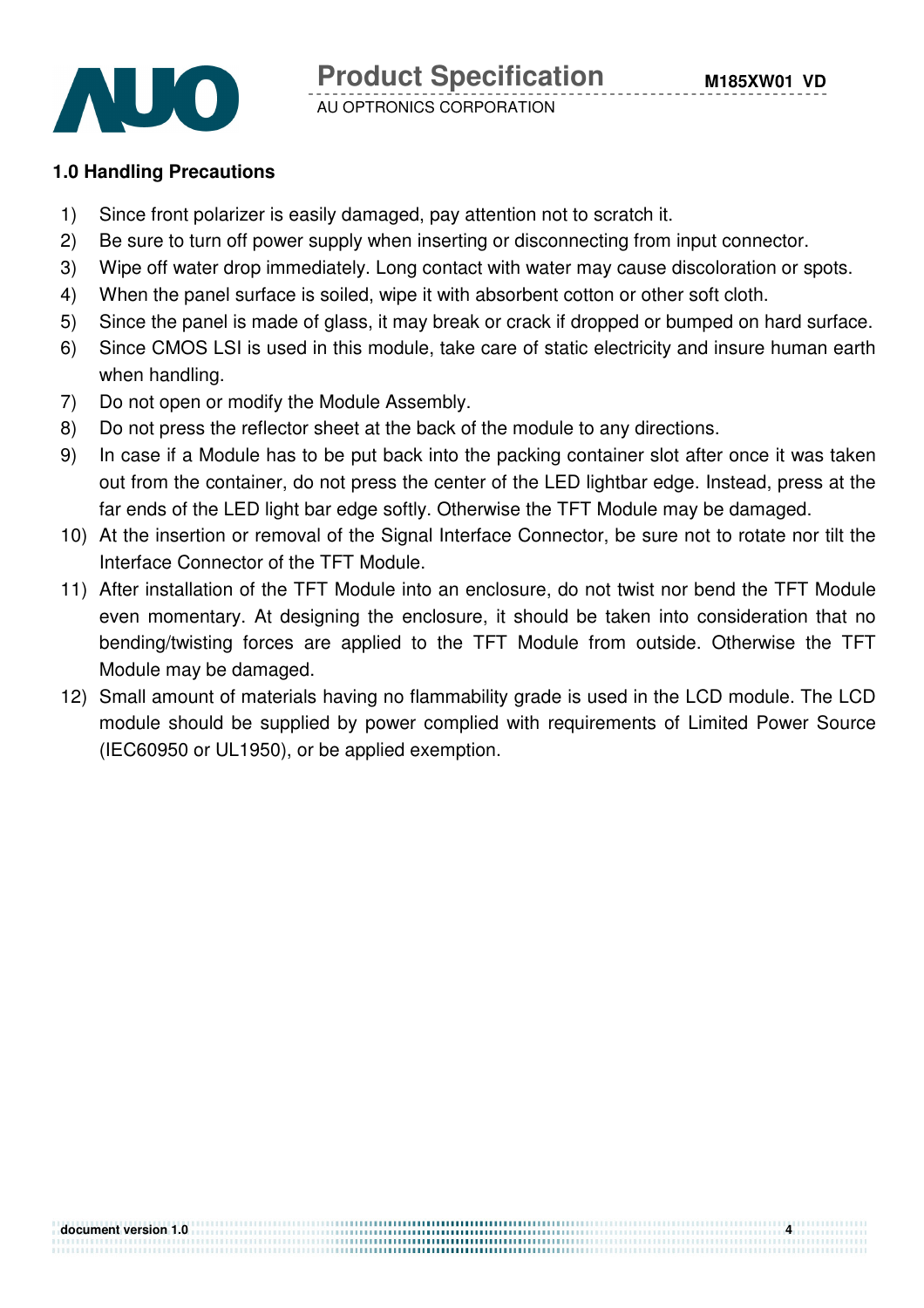## 1.0 Handling Precautions

1) Since front polarizer is easily damaged, pay attention not to scratch it.
2) Be sure to turn off power supply when inserting or disconnecting from input connector.
3) Wipe off water drop immediately. Long contact with water may cause discoloration or spots.
4) When the panel surface is soiled, wipe it with absorbent cotton or other soft cloth.
5) Since the panel is made of glass, it may break or crack if dropped or bumped on hard surface.
6) Since CMOS LSI is used in this module, take care of static electricity and insure human earth when handling.
7) Do not open or modify the Module Assembly.
8) Do not press the reflector sheet at the back of the module to any directions.
9) In case if a Module has to be put back into the packing container slot after once it was taken out from the container, do not press the center of the LED lightbar edge. Instead, press at the far ends of the LED light bar edge softly. Otherwise the TFT Module may be damaged.
10) At the insertion or removal of the Signal Interface Connector, be sure not to rotate nor tilt the Interface Connector of the TFT Module.
11) After installation of the TFT Module into an enclosure, do not twist nor bend the TFT Module even momentary. At designing the enclosure, it should be taken into consideration that no bending/twisting forces are applied to the TFT Module from outside. Otherwise the TFT Module may be damaged.
12) Small amount of materials having no flammability grade is used in the LCD module. The LCD module should be supplied by power complied with requirements of Limited Power Source (IEC60950 or UL1950), or be applied exemption.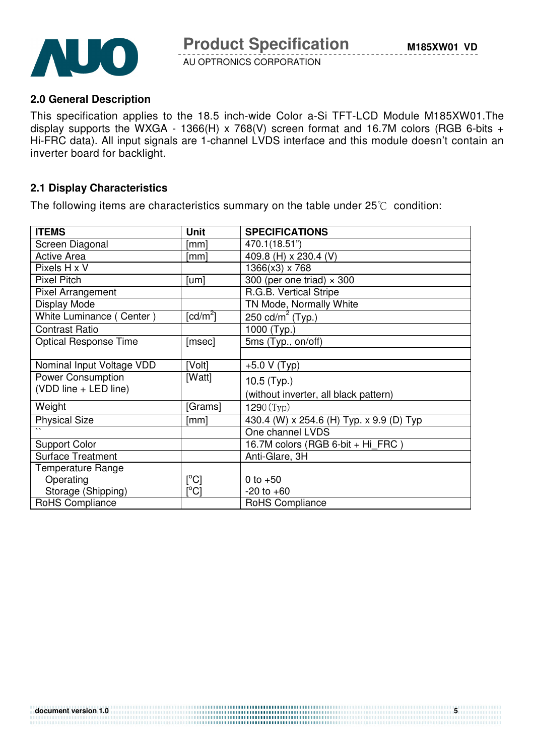## 2.0 General Description

This specification applies to the 18.5 inch-wide Color a-Si TFT-LCD Module M185XW01.The display supports the WXGA - 1366(H) x 768(V) screen format and 16.7M colors (RGB 6-bits + Hi-FRC data). All input signals are 1-channel LVDS interface and this module doesn't contain an inverter board for backlight.

## 2.1 Display Characteristics

The following items are characteristics summary on the table under 25℃ condition:

| ITEMS | Unit | SPECIFICATIONS |
|---|---|---|
| Screen Diagonal | [mm] | 470.1(18.51") |
| Active Area | [mm] | 409.8 (H) x 230.4 (V) |
| Pixels H x V | | 1366(x3) x 768 |
| Pixel Pitch | [um] | 300 (per one triad) × 300 |
| Pixel Arrangement | | R.G.B. Vertical Stripe |
| Display Mode | | TN Mode, Normally White |
| White Luminance ( Center ) | [cd/m$^2$] | 250 cd/m$^2$ (Typ.) |
| Contrast Ratio | | 1000 (Typ.) |
| Optical Response Time | [msec] | 5ms (Typ., on/off) |
| Nominal Input Voltage VDD | [Volt] | +5.0 V (Typ) |
| Power Consumption (VDD line + LED line) | [Watt] | 10.5 (Typ.) (without inverter, all black pattern) |
| Weight | [Grams] | 1290(Typ) |
| Physical Size | [mm] | 430.4 (W) x 254.6 (H) Typ. x 9.9 (D) Typ |
| `` | | One channel LVDS |
| Support Color | | 16.7M colors (RGB 6-bit + Hi_FRC ) |
| Surface Treatment | | Anti-Glare, 3H |
| Temperature Range | | |
| Operating | [°C] | 0 to +50 |
| Storage (Shipping) | [°C] | -20 to +60 |
| RoHS Compliance | | RoHS Compliance |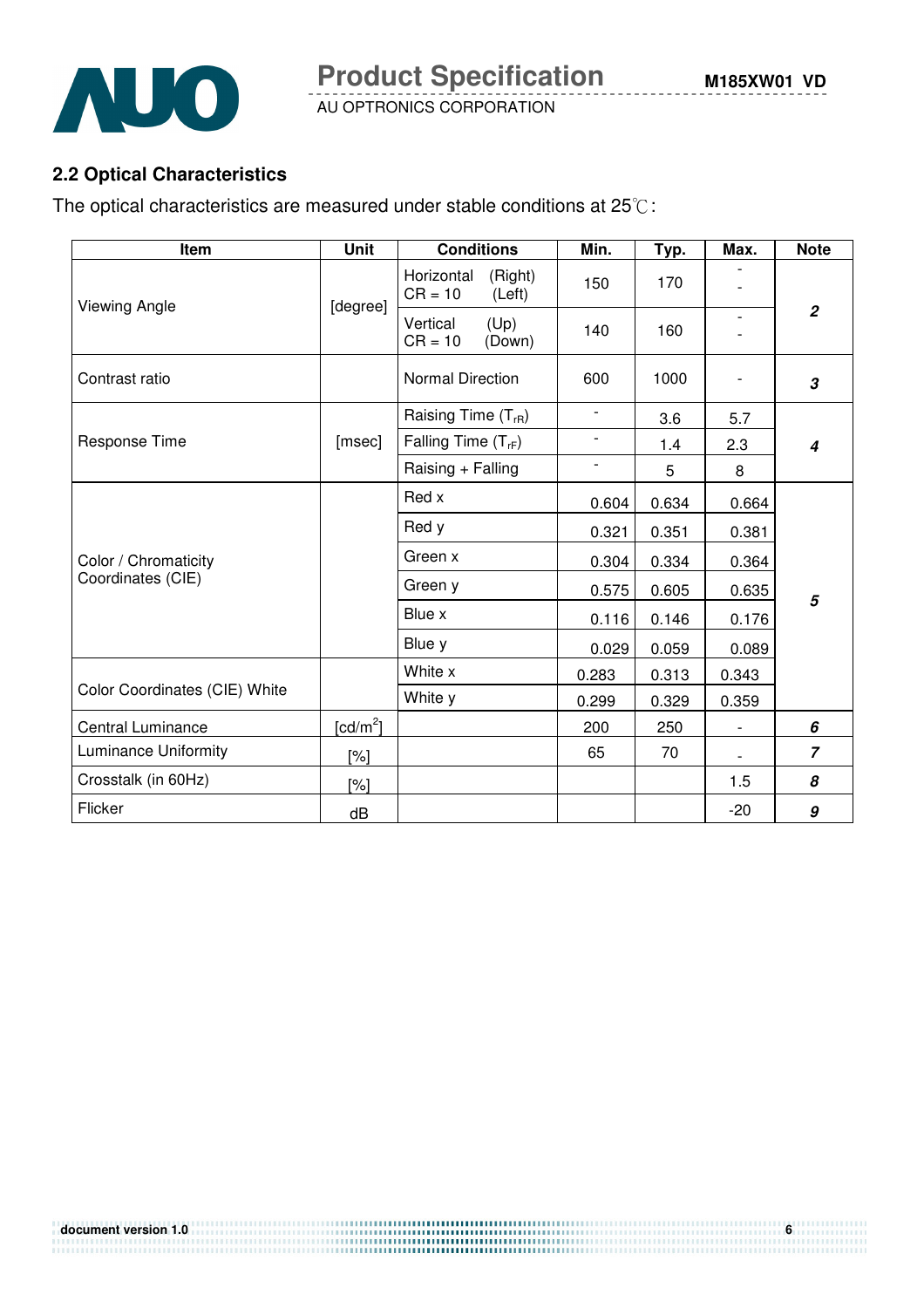## 2.2 Optical Characteristics

The optical characteristics are measured under stable conditions at 25℃:

| Item | Unit | Conditions | Min. | Typ. | Max. | Note |
|---|---|---|---|---|---|---|
| Viewing Angle | [degree] | Horizontal (Right) CR = 10 (Left) | 150 | 170 | - - | 2 |
| | | Vertical (Up) CR = 10 (Down) | 140 | 160 | - - | |
| Contrast ratio | | Normal Direction | 600 | 1000 | - | 3 |
| Response Time | [msec] | Raising Time ($T_{rR}$) | - | 3.6 | 5.7 | 4 |
| | | Falling Time ($T_{rF}$) | - | 1.4 | 2.3 | |
| | | Raising + Falling | - | 5 | 8 | |
| Color / Chromaticity Coordinates (CIE) | | Red x | 0.604 | 0.634 | 0.664 | 5 |
| | | Red y | 0.321 | 0.351 | 0.381 | |
| | | Green x | 0.304 | 0.334 | 0.364 | |
| | | Green y | 0.575 | 0.605 | 0.635 | |
| | | Blue x | 0.116 | 0.146 | 0.176 | |
| | | Blue y | 0.029 | 0.059 | 0.089 | |
| Color Coordinates (CIE) White | | White x | 0.283 | 0.313 | 0.343 | |
| | | White y | 0.299 | 0.329 | 0.359 | |
| Central Luminance | [cd/m$^2$] | | 200 | 250 | - | 6 |
| Luminance Uniformity | [%] | | 65 | 70 | - | 7 |
| Crosstalk (in 60Hz) | [%] | | | | 1.5 | 8 |
| Flicker | dB | | | | -20 | 9 |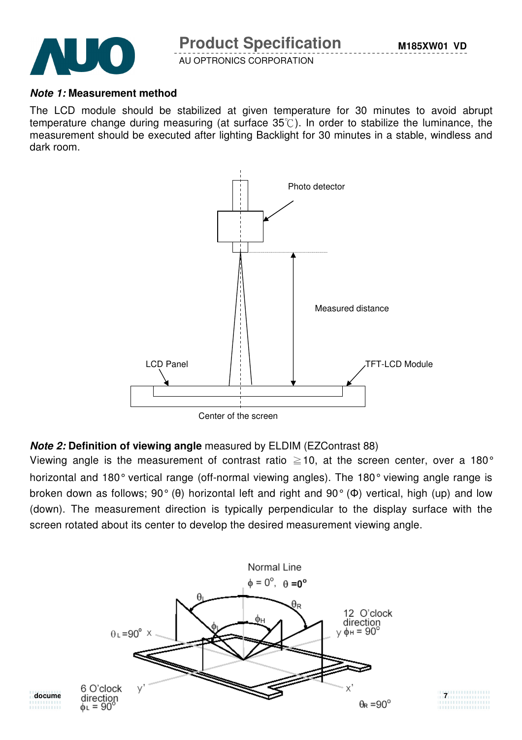***Note 1:*** **Measurement method**

The LCD module should be stabilized at given temperature for 30 minutes to avoid abrupt temperature change during measuring (at surface 35℃). In order to stabilize the luminance, the measurement should be executed after lighting Backlight for 30 minutes in a stable, windless and dark room.

***Note 2:*** **Definition of viewing angle** measured by ELDIM (EZContrast 88)

Viewing angle is the measurement of contrast ratio ≧10, at the screen center, over a 180° horizontal and 180° vertical range (off-normal viewing angles). The 180° viewing angle range is broken down as follows; 90° (θ) horizontal left and right and 90° (Φ) vertical, high (up) and low (down). The measurement direction is typically perpendicular to the display surface with the screen rotated about its center to develop the desired measurement viewing angle.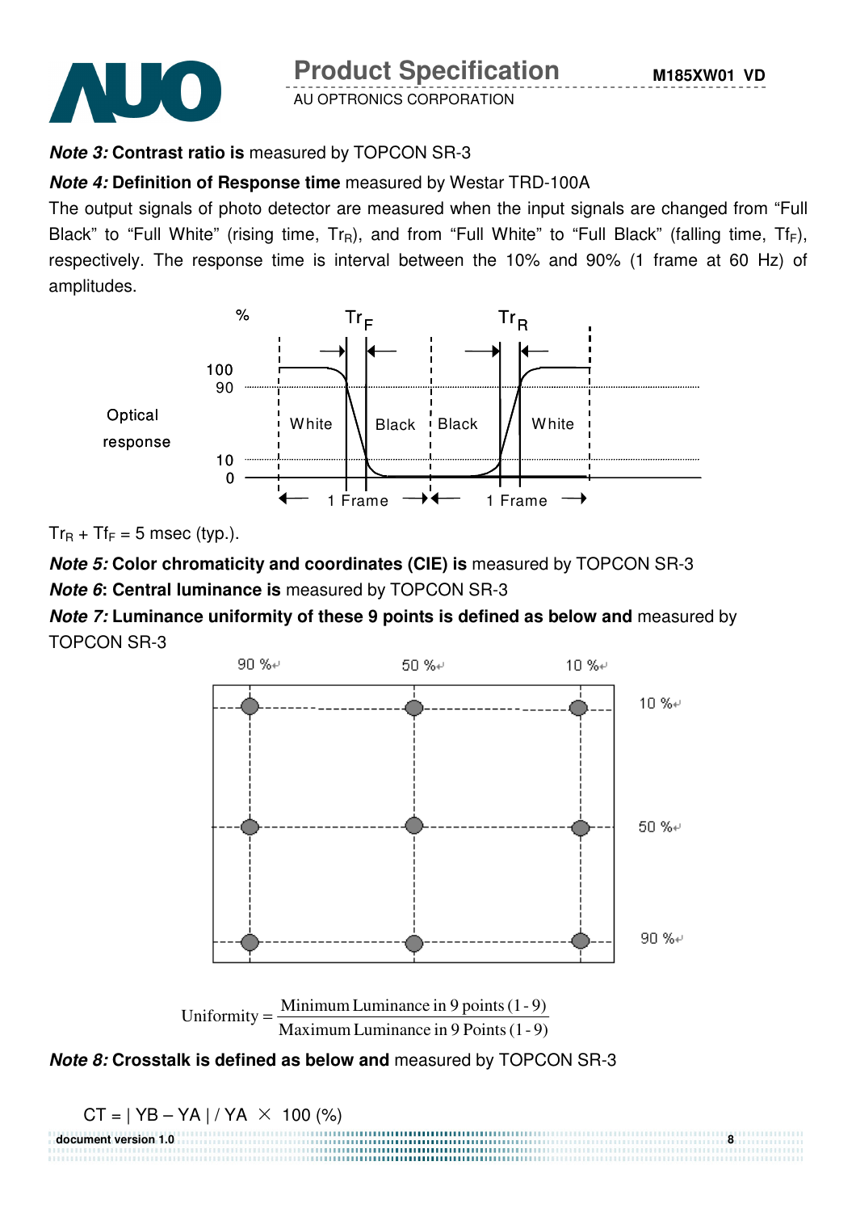***Note 3:* Contrast ratio is** measured by TOPCON SR-3

***Note 4:* Definition of Response time** measured by Westar TRD-100A

The output signals of photo detector are measured when the input signals are changed from "Full Black" to "Full White" (rising time, $Tr_R$), and from "Full White" to "Full Black" (falling time, $Tf_F$), respectively. The response time is interval between the 10% and 90% (1 frame at 60 Hz) of amplitudes.

$Tr_R + Tf_F$ = 5 msec (typ.).

***Note 5:* Color chromaticity and coordinates (CIE) is** measured by TOPCON SR-3

***Note 6*: Central luminance is** measured by TOPCON SR-3

***Note 7:* Luminance uniformity of these 9 points is defined as below and** measured by TOPCON SR-3

$$\text{Uniformity} = \frac{\text{Minimum Luminance in 9 points (1 - 9)}}{\text{Maximum Luminance in 9 Points (1 - 9)}}$$

***Note 8:* Crosstalk is defined as below and** measured by TOPCON SR-3

$$CT = | YB - YA | / YA \times 100 \ (\%)$$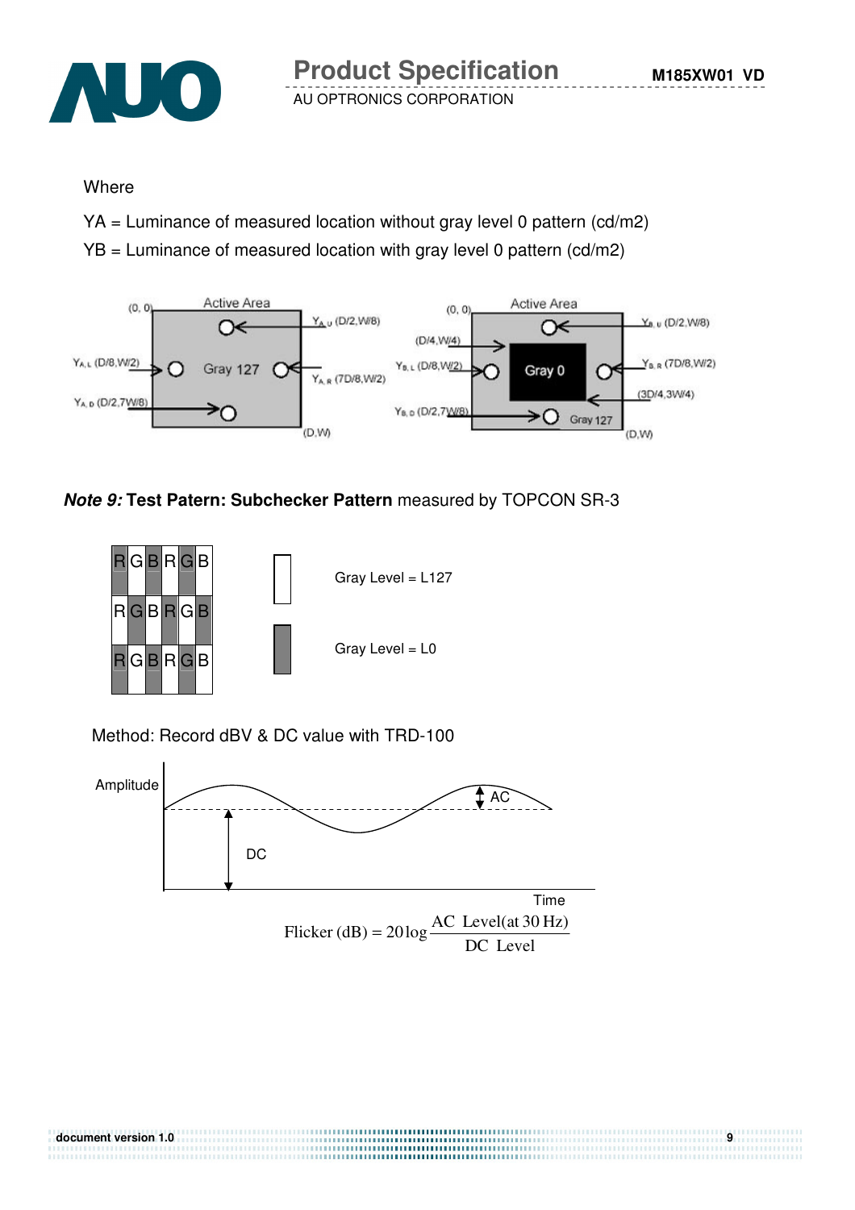Where

YA = Luminance of measured location without gray level 0 pattern (cd/m2)

YB = Luminance of measured location with gray level 0 pattern (cd/m2)

***Note 9:*** **Test Patern: Subchecker Pattern** measured by TOPCON SR-3

Gray Level = L127

Gray Level = L0

Method: Record dBV & DC value with TRD-100

$$\text{Flicker (dB)} = 20\log\frac{\text{AC Level(at 30 Hz)}}{\text{DC Level}}$$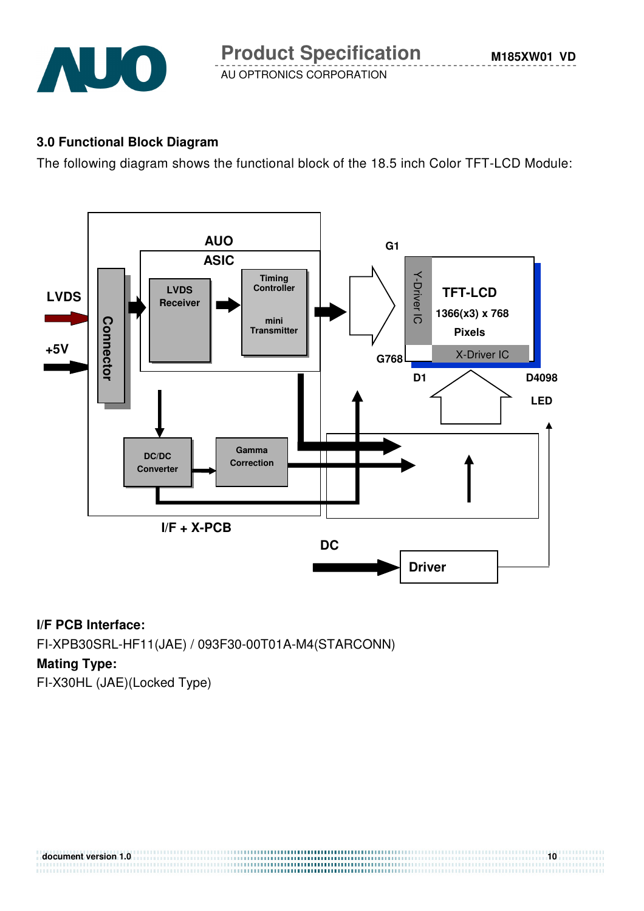### 3.0 Functional Block Diagram

The following diagram shows the functional block of the 18.5 inch Color TFT-LCD Module:

**I/F PCB Interface:**

FI-XPB30SRL-HF11(JAE) / 093F30-00T01A-M4(STARCONN)

**Mating Type:**

FI-X30HL (JAE)(Locked Type)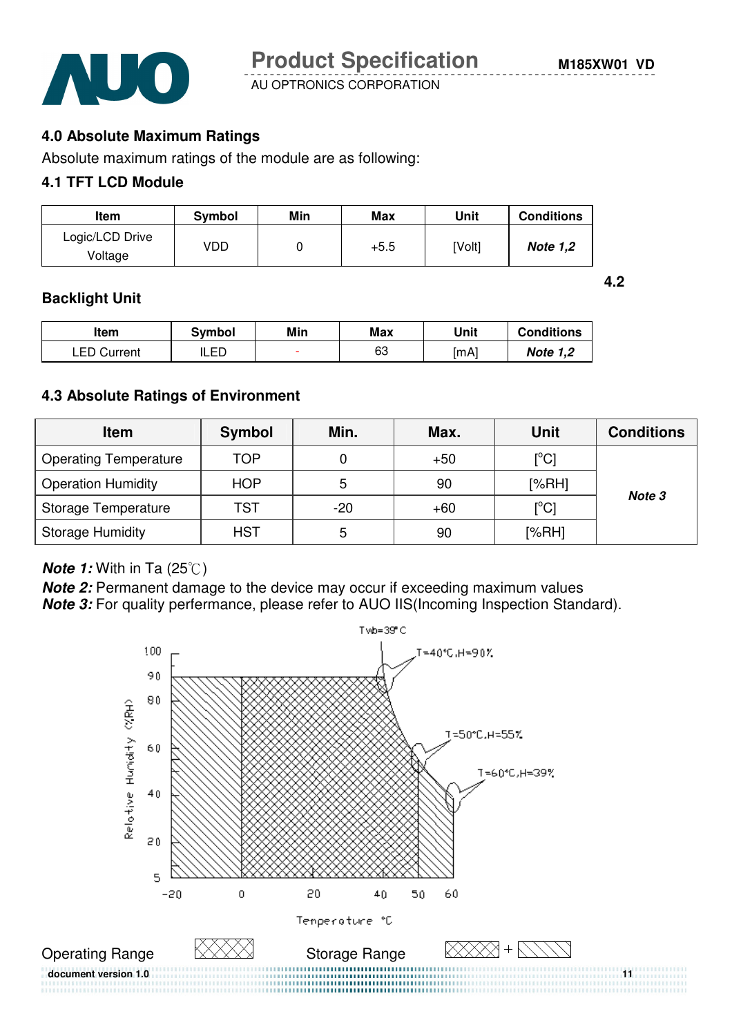## 4.0 Absolute Maximum Ratings

Absolute maximum ratings of the module are as following:

### 4.1 TFT LCD Module

| Item | Symbol | Min | Max | Unit | Conditions |
|---|---|---|---|---|---|
| Logic/LCD Drive Voltage | VDD | 0 | +5.5 | [Volt] | ***Note 1,2*** |

### 4.2 Backlight Unit

| Item | Symbol | Min | Max | Unit | Conditions |
|---|---|---|---|---|---|
| LED Current | ILED | - | 63 | [mA] | ***Note 1,2*** |

### 4.3 Absolute Ratings of Environment

| Item | Symbol | Min. | Max. | Unit | Conditions |
|---|---|---|---|---|---|
| Operating Temperature | TOP | 0 | +50 | [°C] | ***Note 3*** |
| Operation Humidity | HOP | 5 | 90 | [%RH] | |
| Storage Temperature | TST | -20 | +60 | [°C] | |
| Storage Humidity | HST | 5 | 90 | [%RH] | |

***Note 1:*** With in Ta (25℃)

***Note 2:*** Permanent damage to the device may occur if exceeding maximum values

***Note 3:*** For quality perfermance, please refer to AUO IIS(Incoming Inspection Standard).

Twb=39°C

T=40°C,H=90%

T=50°C,H=55%

T=60°C,H=39%

Relative Humidity (%RH)

Temperature °C

Operating Range

Storage Range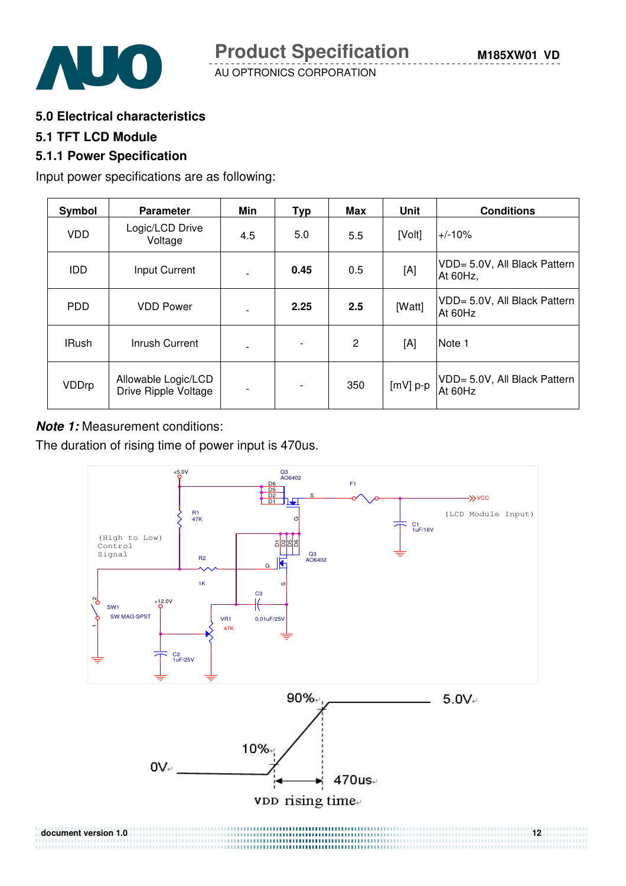## 5.0 Electrical characteristics

### 5.1 TFT LCD Module

### 5.1.1 Power Specification

Input power specifications are as following:

| Symbol | Parameter | Min | Typ | Max | Unit | Conditions |
|---|---|---|---|---|---|---|
| VDD | Logic/LCD Drive Voltage | 4.5 | 5.0 | 5.5 | [Volt] | +/-10% |
| IDD | Input Current | - | **0.45** | 0.5 | [A] | VDD= 5.0V, All Black Pattern At 60Hz, |
| PDD | VDD Power | - | **2.25** | **2.5** | [Watt] | VDD= 5.0V, All Black Pattern At 60Hz |
| IRush | Inrush Current | - | - | 2 | [A] | Note 1 |
| VDDrp | Allowable Logic/LCD Drive Ripple Voltage | - | - | 350 | [mV] p-p | VDD= 5.0V, All Black Pattern At 60Hz |

***Note 1:*** Measurement conditions:

The duration of rising time of power input is 470us.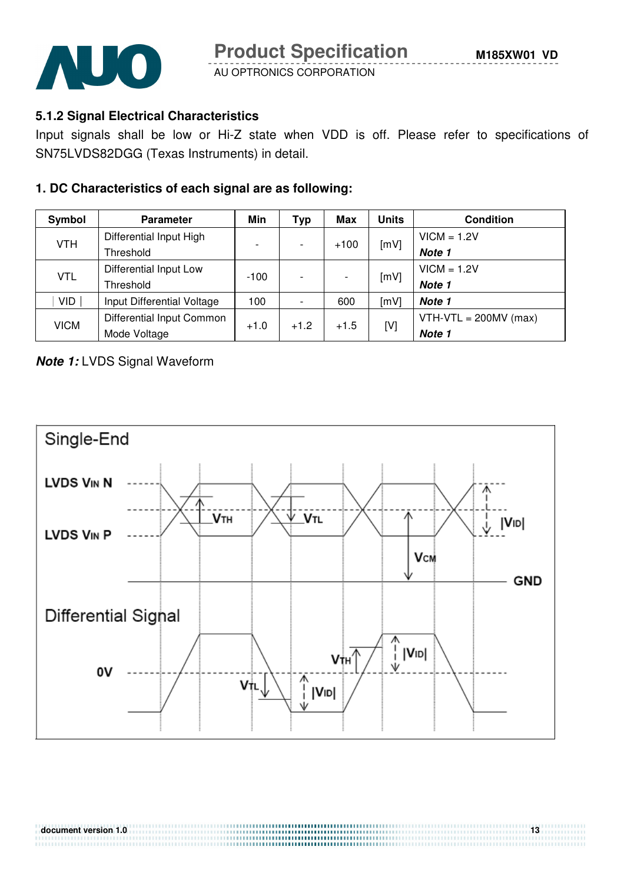### 5.1.2 Signal Electrical Characteristics

Input signals shall be low or Hi-Z state when VDD is off. Please refer to specifications of SN75LVDS82DGG (Texas Instruments) in detail.

#### 1. DC Characteristics of each signal are as following:

| Symbol | Parameter | Min | Typ | Max | Units | Condition |
|---|---|---|---|---|---|---|
| VTH | Differential Input High Threshold | - | - | +100 | [mV] | VICM = 1.2V ***Note 1*** |
| VTL | Differential Input Low Threshold | -100 | - | - | [mV] | VICM = 1.2V ***Note 1*** |
| │VID│ | Input Differential Voltage | 100 | - | 600 | [mV] | ***Note 1*** |
| VICM | Differential Input Common Mode Voltage | +1.0 | +1.2 | +1.5 | [V] | VTH-VTL = 200MV (max) ***Note 1*** |

***Note 1:*** LVDS Signal Waveform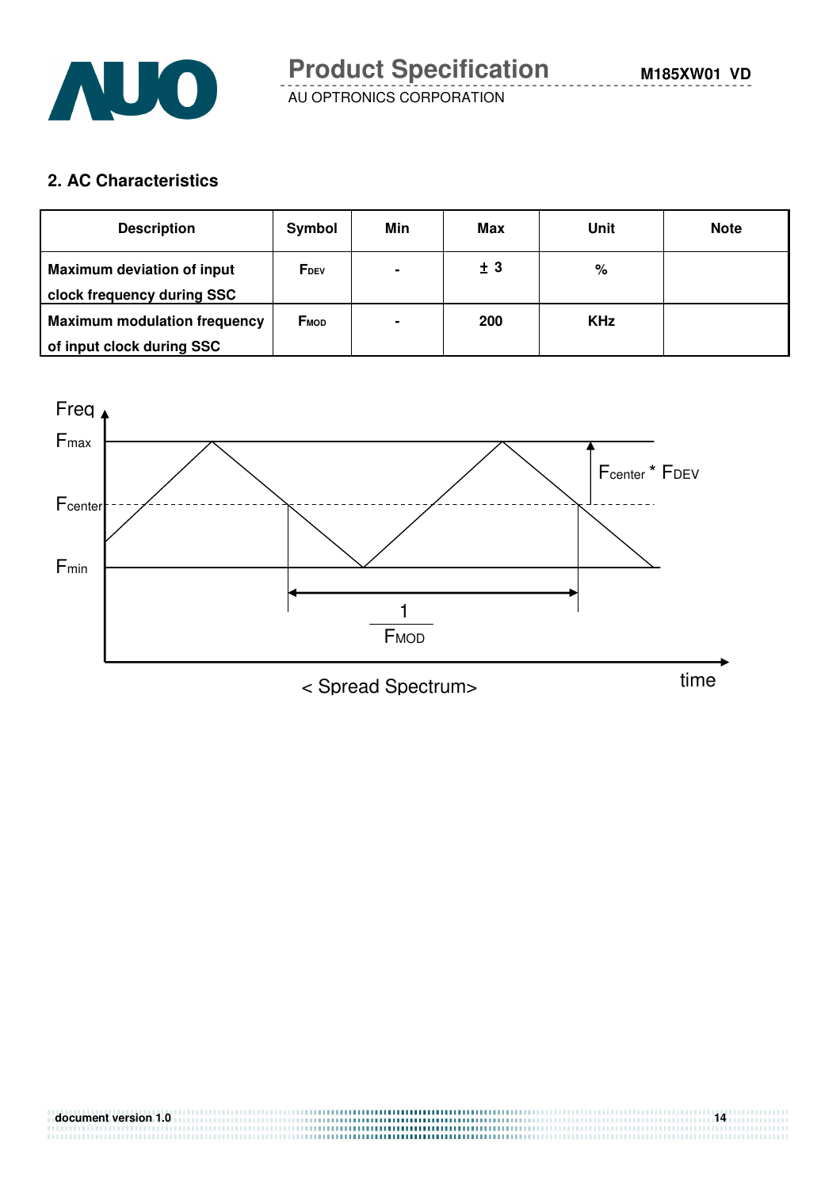## 2. AC Characteristics

| Description | Symbol | Min | Max | Unit | Note |
|---|---|---|---|---|---|
| Maximum deviation of input clock frequency during SSC | $F_{DEV}$ | - | ± 3 | % | |
| Maximum modulation frequency of input clock during SSC | $F_{MOD}$ | - | 200 | KHz | |

Freq

$F_{max}$

$F_{center}$

$F_{min}$

$F_{center} * F_{DEV}$

$\frac{1}{F_{MOD}}$

time

< Spread Spectrum>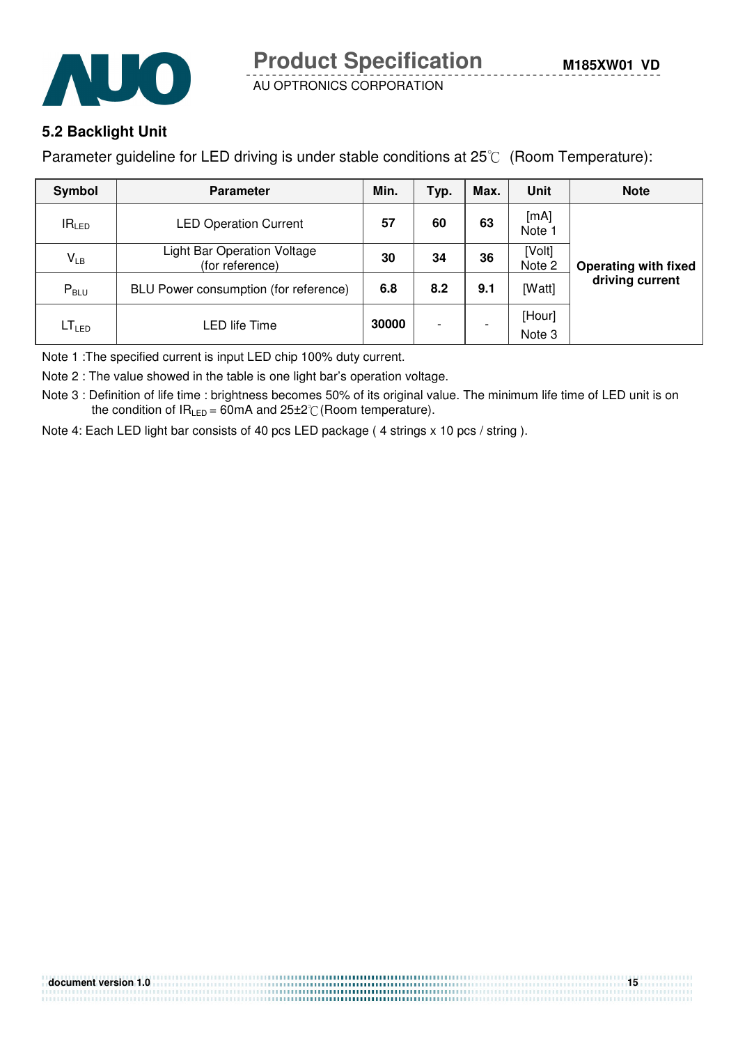## 5.2 Backlight Unit

Parameter guideline for LED driving is under stable conditions at 25℃ (Room Temperature):

| Symbol | Parameter | Min. | Typ. | Max. | Unit | Note |
|---|---|---|---|---|---|---|
| $IR_{LED}$ | LED Operation Current | **57** | **60** | **63** | [mA] Note 1 | **Operating with fixed driving current** |
| $V_{LB}$ | Light Bar Operation Voltage (for reference) | **30** | **34** | **36** | [Volt] Note 2 | |
| $P_{BLU}$ | BLU Power consumption (for reference) | **6.8** | **8.2** | **9.1** | [Watt] | |
| $LT_{LED}$ | LED life Time | **30000** | - | - | [Hour] Note 3 | |

Note 1 :The specified current is input LED chip 100% duty current.

Note 2 : The value showed in the table is one light bar's operation voltage.

Note 3 : Definition of life time : brightness becomes 50% of its original value. The minimum life time of LED unit is on the condition of $IR_{LED}$ = 60mA and 25±2℃(Room temperature).

Note 4: Each LED light bar consists of 40 pcs LED package ( 4 strings x 10 pcs / string ).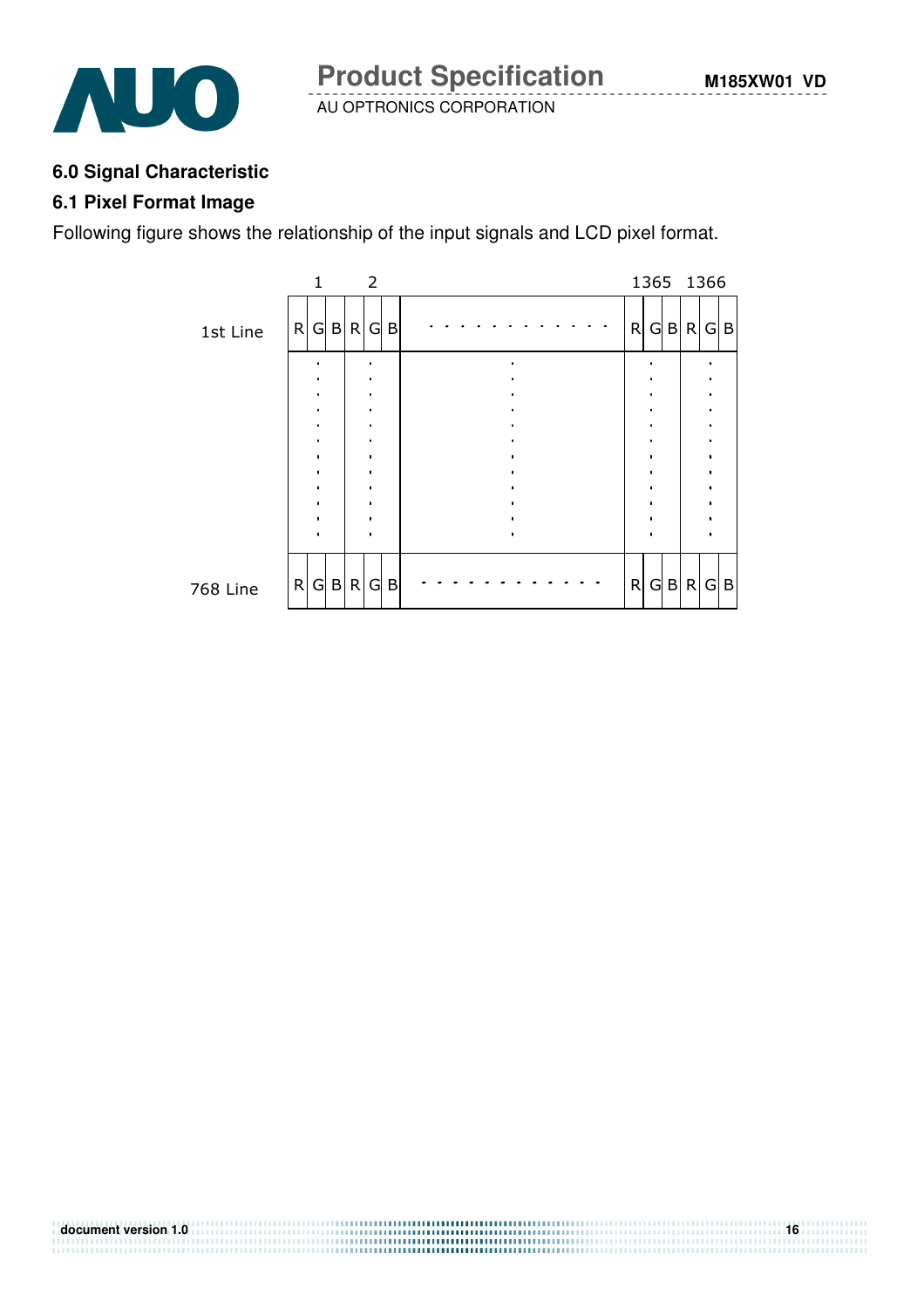## 6.0 Signal Characteristic

### 6.1 Pixel Format Image

Following figure shows the relationship of the input signals and LCD pixel format.

| | 1 | | | 2 | | | | 1365 | | | 1366 | | |
|---|---|---|---|---|---|---|---|---|---|---|---|---|---|
| 1st Line | R | G | B | R | G | B | . . . . . . . . . . . . | R | G | B | R | G | B |
| | ⋮ | | | ⋮ | | | ⋮ | ⋮ | | | ⋮ | | |
| 768 Line | R | G | B | R | G | B | - - - - - - - - - - - - | R | G | B | R | G | B |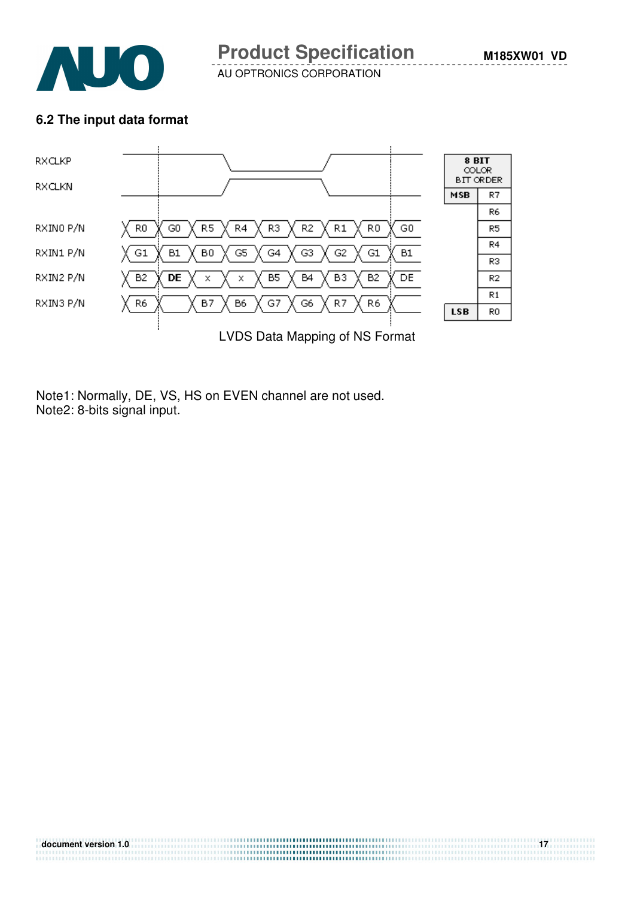### 6.2 The input data format

| Signal | | | | | | | | | |
|---|---|---|---|---|---|---|---|---|---|
| RXIN0 P/N | R0 | G0 | R5 | R4 | R3 | R2 | R1 | R0 | G0 |
| RXIN1 P/N | G1 | B1 | B0 | G5 | G4 | G3 | G2 | G1 | B1 |
| RXIN2 P/N | B2 | DE | x | x | B5 | B4 | B3 | B2 | DE |
| RXIN3 P/N | R6 | | B7 | B6 | G7 | G6 | R7 | R6 | |

| 8 BIT COLOR BIT ORDER | |
|---|---|
| MSB | R7 |
| | R6 |
| | R5 |
| | R4 |
| | R3 |
| | R2 |
| | R1 |
| LSB | R0 |

LVDS Data Mapping of NS Format

Note1: Normally, DE, VS, HS on EVEN channel are not used.
Note2: 8-bits signal input.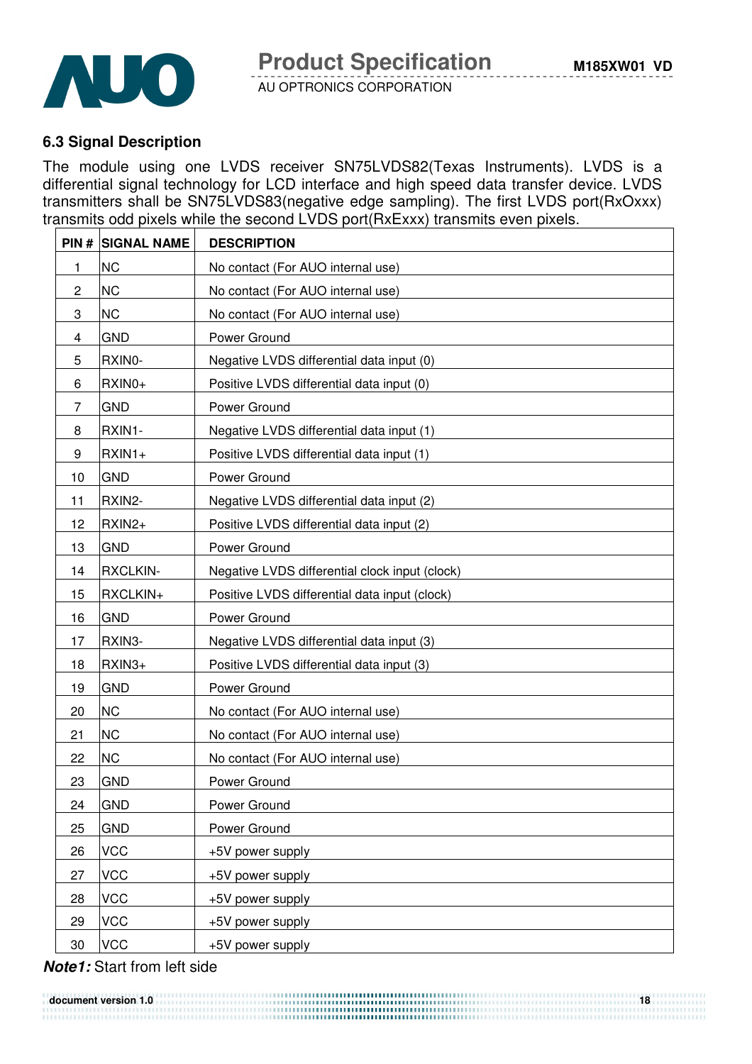### 6.3 Signal Description

The module using one LVDS receiver SN75LVDS82(Texas Instruments). LVDS is a differential signal technology for LCD interface and high speed data transfer device. LVDS transmitters shall be SN75LVDS83(negative edge sampling). The first LVDS port(RxOxxx) transmits odd pixels while the second LVDS port(RxExxx) transmits even pixels.

| PIN # | SIGNAL NAME | DESCRIPTION |
|---|---|---|
| 1 | NC | No contact (For AUO internal use) |
| 2 | NC | No contact (For AUO internal use) |
| 3 | NC | No contact (For AUO internal use) |
| 4 | GND | Power Ground |
| 5 | RXIN0- | Negative LVDS differential data input (0) |
| 6 | RXIN0+ | Positive LVDS differential data input (0) |
| 7 | GND | Power Ground |
| 8 | RXIN1- | Negative LVDS differential data input (1) |
| 9 | RXIN1+ | Positive LVDS differential data input (1) |
| 10 | GND | Power Ground |
| 11 | RXIN2- | Negative LVDS differential data input (2) |
| 12 | RXIN2+ | Positive LVDS differential data input (2) |
| 13 | GND | Power Ground |
| 14 | RXCLKIN- | Negative LVDS differential clock input (clock) |
| 15 | RXCLKIN+ | Positive LVDS differential data input (clock) |
| 16 | GND | Power Ground |
| 17 | RXIN3- | Negative LVDS differential data input (3) |
| 18 | RXIN3+ | Positive LVDS differential data input (3) |
| 19 | GND | Power Ground |
| 20 | NC | No contact (For AUO internal use) |
| 21 | NC | No contact (For AUO internal use) |
| 22 | NC | No contact (For AUO internal use) |
| 23 | GND | Power Ground |
| 24 | GND | Power Ground |
| 25 | GND | Power Ground |
| 26 | VCC | +5V power supply |
| 27 | VCC | +5V power supply |
| 28 | VCC | +5V power supply |
| 29 | VCC | +5V power supply |
| 30 | VCC | +5V power supply |

***Note1:*** Start from left side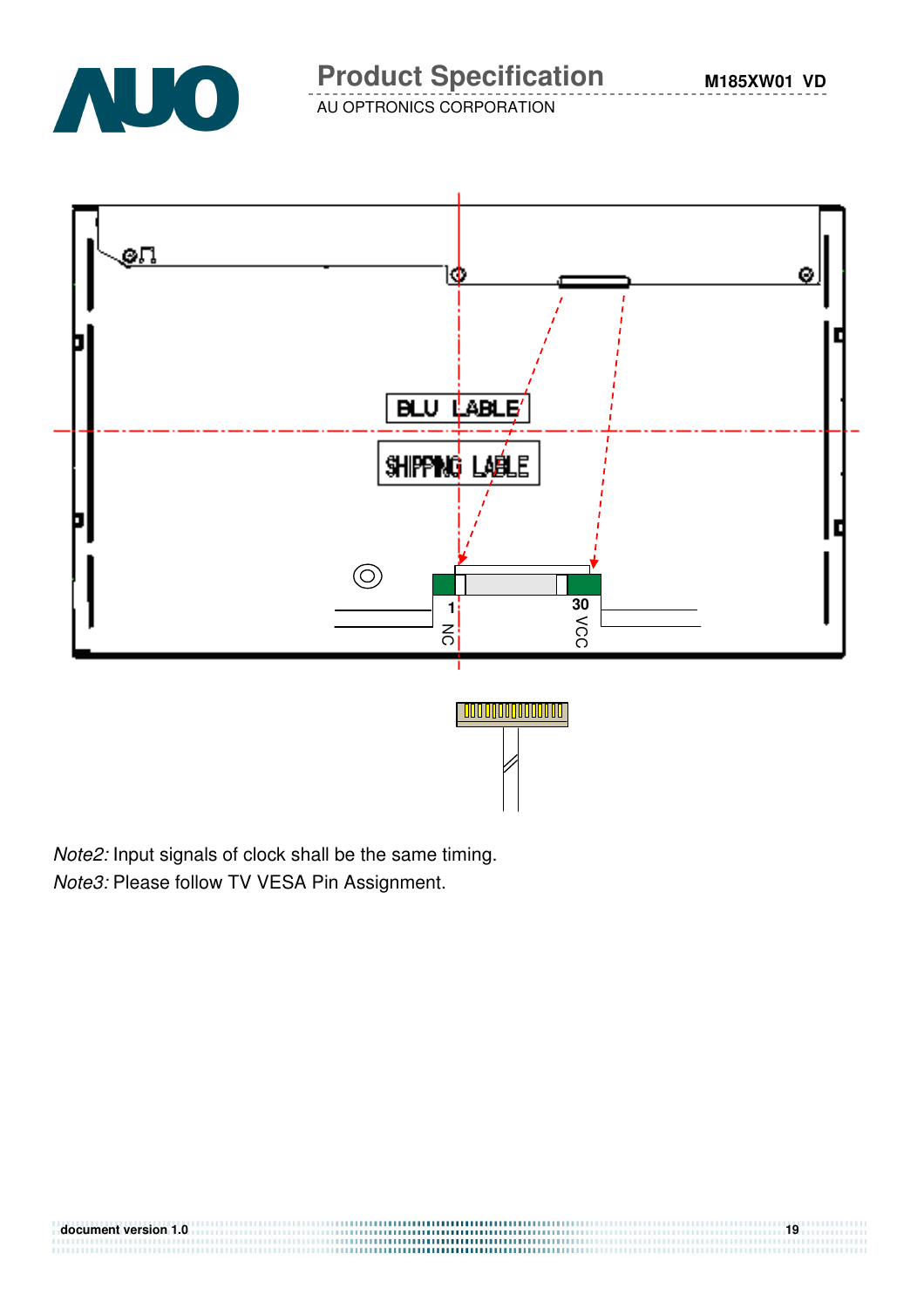*Note2:* Input signals of clock shall be the same timing.

*Note3:* Please follow TV VESA Pin Assignment.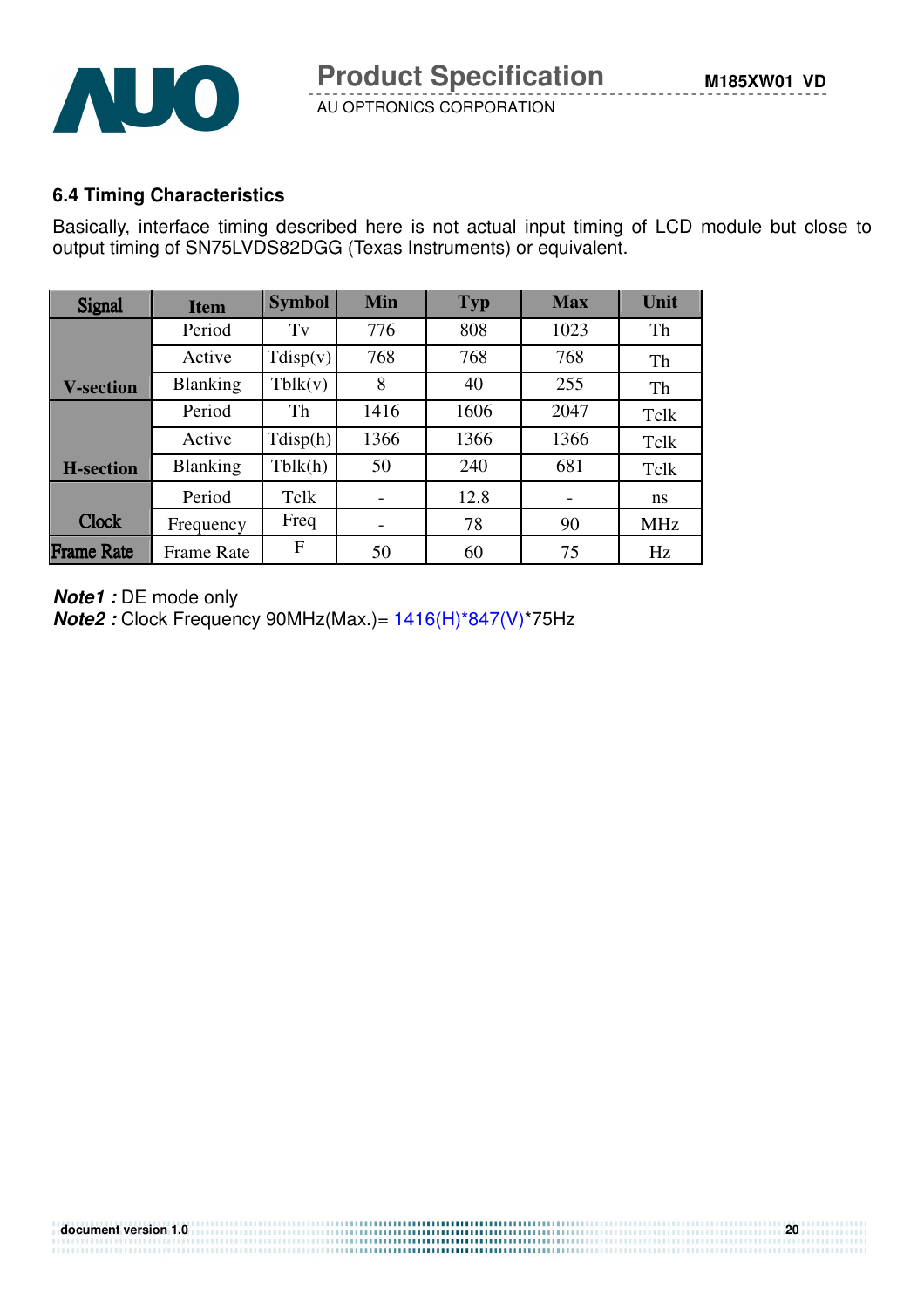### 6.4 Timing Characteristics

Basically, interface timing described here is not actual input timing of LCD module but close to output timing of SN75LVDS82DGG (Texas Instruments) or equivalent.

| Signal | Item | Symbol | Min | Typ | Max | Unit |
|---|---|---|---|---|---|---|
| V-section | Period | Tv | 776 | 808 | 1023 | Th |
| | Active | Tdisp(v) | 768 | 768 | 768 | Th |
| | Blanking | Tblk(v) | 8 | 40 | 255 | Th |
| H-section | Period | Th | 1416 | 1606 | 2047 | Tclk |
| | Active | Tdisp(h) | 1366 | 1366 | 1366 | Tclk |
| | Blanking | Tblk(h) | 50 | 240 | 681 | Tclk |
| Clock | Period | Tclk | - | 12.8 | - | ns |
| | Frequency | Freq | - | 78 | 90 | MHz |
| Frame Rate | Frame Rate | F | 50 | 60 | 75 | Hz |

***Note1 :*** DE mode only
***Note2 :*** Clock Frequency 90MHz(Max.)= 1416(H)*847(V)*75Hz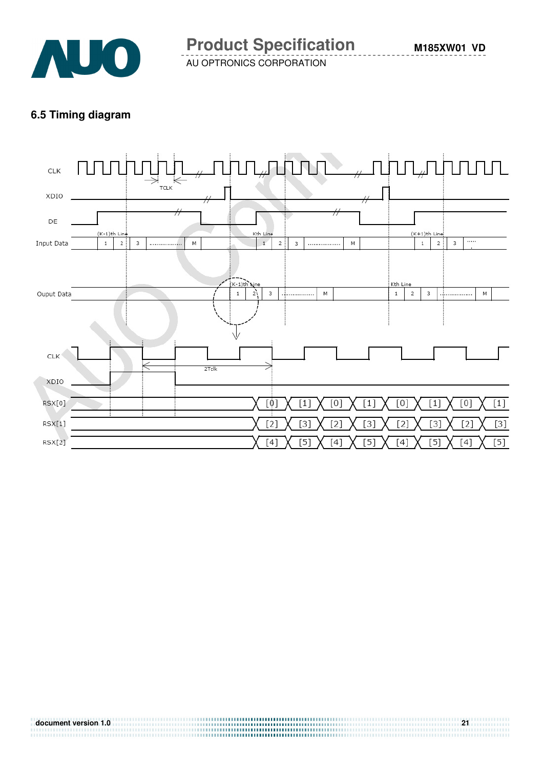## 6.5 Timing diagram

CLK

XDIO

DE

Input Data

Ouput Data

TCLK

(K-1)th Line

Kth Line

(K+1)th Line

1 2 3 .................. M

CLK

XDIO

2Tclk

RSX[0] [0] [1] [0] [1] [0] [1] [0] [1]

RSX[1] [2] [3] [2] [3] [2] [3] [2] [3]

RSX[2] [4] [5] [4] [5] [4] [5] [4] [5]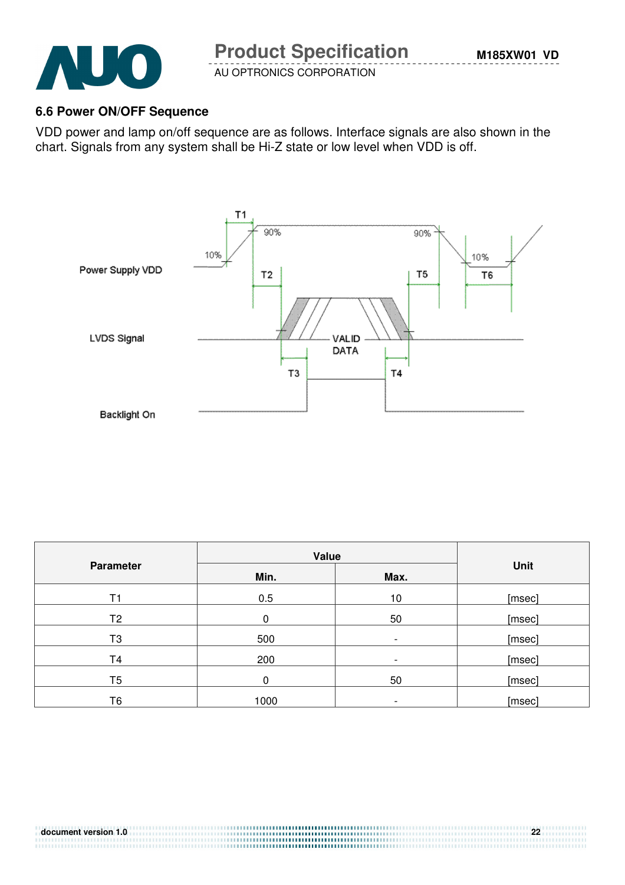### 6.6 Power ON/OFF Sequence

VDD power and lamp on/off sequence are as follows. Interface signals are also shown in the chart. Signals from any system shall be Hi-Z state or low level when VDD is off.

| Parameter | Value | | Unit |
|---|---|---|---|
| | Min. | Max. | |
| T1 | 0.5 | 10 | [msec] |
| T2 | 0 | 50 | [msec] |
| T3 | 500 | - | [msec] |
| T4 | 200 | - | [msec] |
| T5 | 0 | 50 | [msec] |
| T6 | 1000 | - | [msec] |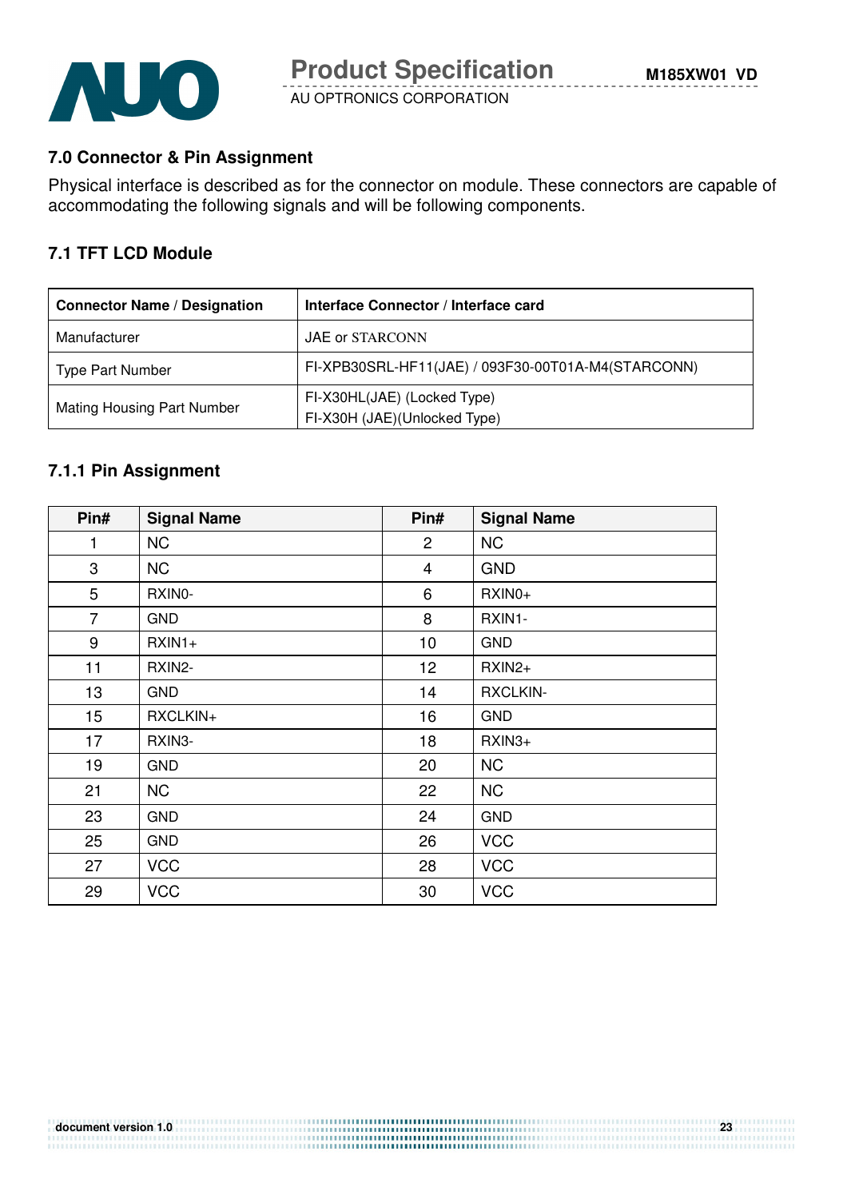## 7.0 Connector & Pin Assignment

Physical interface is described as for the connector on module. These connectors are capable of accommodating the following signals and will be following components.

### 7.1 TFT LCD Module

| Connector Name / Designation | Interface Connector / Interface card |
|---|---|
| Manufacturer | JAE or STARCONN |
| Type Part Number | FI-XPB30SRL-HF11(JAE) / 093F30-00T01A-M4(STARCONN) |
| Mating Housing Part Number | FI-X30HL(JAE) (Locked Type)<br>FI-X30H (JAE)(Unlocked Type) |

### 7.1.1 Pin Assignment

| Pin# | Signal Name | Pin# | Signal Name |
|---|---|---|---|
| 1 | NC | 2 | NC |
| 3 | NC | 4 | GND |
| 5 | RXIN0- | 6 | RXIN0+ |
| 7 | GND | 8 | RXIN1- |
| 9 | RXIN1+ | 10 | GND |
| 11 | RXIN2- | 12 | RXIN2+ |
| 13 | GND | 14 | RXCLKIN- |
| 15 | RXCLKIN+ | 16 | GND |
| 17 | RXIN3- | 18 | RXIN3+ |
| 19 | GND | 20 | NC |
| 21 | NC | 22 | NC |
| 23 | GND | 24 | GND |
| 25 | GND | 26 | VCC |
| 27 | VCC | 28 | VCC |
| 29 | VCC | 30 | VCC |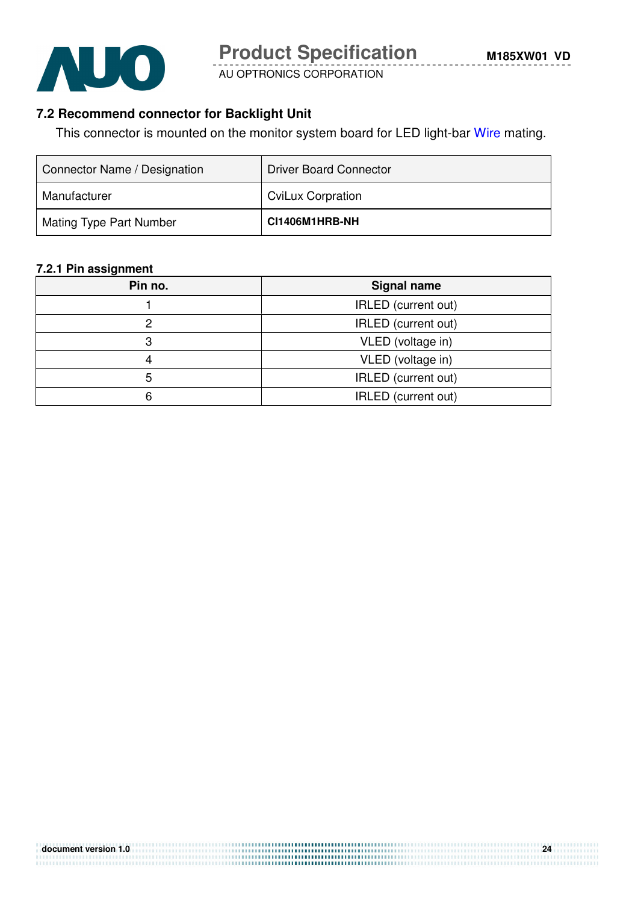## 7.2 Recommend connector for Backlight Unit

This connector is mounted on the monitor system board for LED light-bar Wire mating.

| Connector Name / Designation | Driver Board Connector |
|---|---|
| Manufacturer | CviLux Corpration |
| Mating Type Part Number | **CI1406M1HRB-NH** |

### 7.2.1 Pin assignment

| Pin no. | Signal name |
|---|---|
| 1 | IRLED (current out) |
| 2 | IRLED (current out) |
| 3 | VLED (voltage in) |
| 4 | VLED (voltage in) |
| 5 | IRLED (current out) |
| 6 | IRLED (current out) |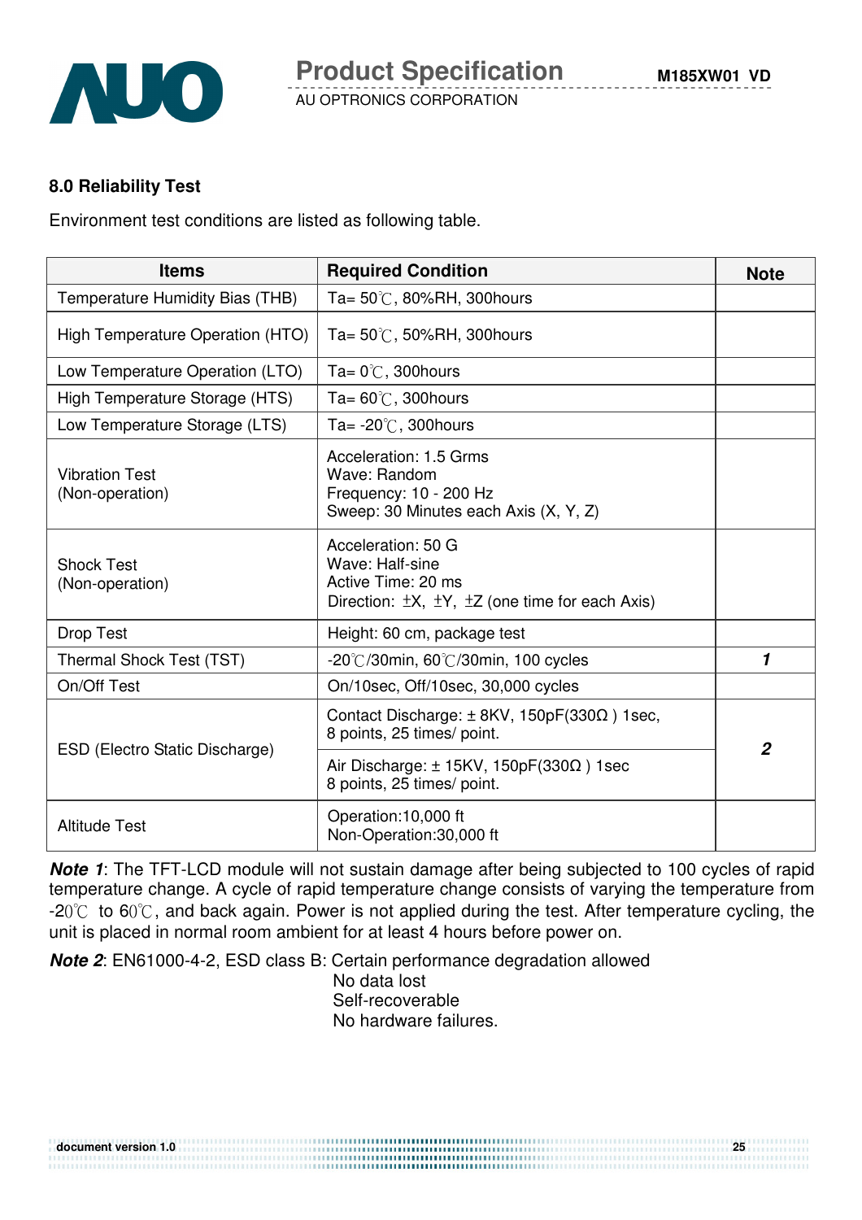## 8.0 Reliability Test

Environment test conditions are listed as following table.

| Items | Required Condition | Note |
|---|---|---|
| Temperature Humidity Bias (THB) | Ta= 50℃, 80%RH, 300hours | |
| High Temperature Operation (HTO) | Ta= 50℃, 50%RH, 300hours | |
| Low Temperature Operation (LTO) | Ta= 0℃, 300hours | |
| High Temperature Storage (HTS) | Ta= 60℃, 300hours | |
| Low Temperature Storage (LTS) | Ta= -20℃, 300hours | |
| Vibration Test (Non-operation) | Acceleration: 1.5 Grms<br>Wave: Random<br>Frequency: 10 - 200 Hz<br>Sweep: 30 Minutes each Axis (X, Y, Z) | |
| Shock Test (Non-operation) | Acceleration: 50 G<br>Wave: Half-sine<br>Active Time: 20 ms<br>Direction: ±X, ±Y, ±Z (one time for each Axis) | |
| Drop Test | Height: 60 cm, package test | |
| Thermal Shock Test (TST) | -20℃/30min, 60℃/30min, 100 cycles | ***1*** |
| On/Off Test | On/10sec, Off/10sec, 30,000 cycles | |
| ESD (Electro Static Discharge) | Contact Discharge: ± 8KV, 150pF(330Ω ) 1sec, 8 points, 25 times/ point. | ***2*** |
| | Air Discharge: ± 15KV, 150pF(330Ω ) 1sec 8 points, 25 times/ point. | |
| Altitude Test | Operation:10,000 ft<br>Non-Operation:30,000 ft | |

***Note 1***: The TFT-LCD module will not sustain damage after being subjected to 100 cycles of rapid temperature change. A cycle of rapid temperature change consists of varying the temperature from -20℃ to 60℃, and back again. Power is not applied during the test. After temperature cycling, the unit is placed in normal room ambient for at least 4 hours before power on.

***Note 2***: EN61000-4-2, ESD class B: Certain performance degradation allowed
No data lost
Self-recoverable
No hardware failures.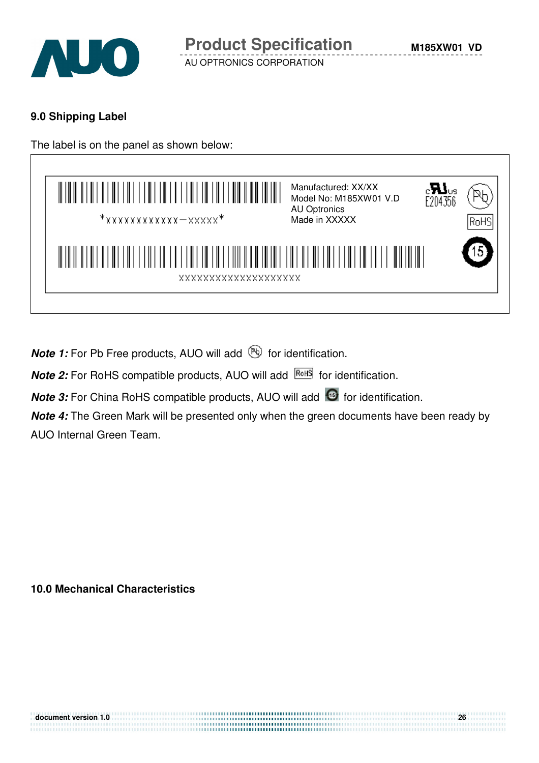## 9.0 Shipping Label

The label is on the panel as shown below:

*XXXXXXXXXXXX-XXXXX*

Manufactured: XX/XX
Model No: M185XW01 V.D
AU Optronics
Made in XXXXX

E204356

RoHS

XXXXXXXXXXXXXXXXXXXX

***Note 1:*** For Pb Free products, AUO will add for identification.

***Note 2:*** For RoHS compatible products, AUO will add RoHS for identification.

***Note 3:*** For China RoHS compatible products, AUO will add for identification.

***Note 4:*** The Green Mark will be presented only when the green documents have been ready by AUO Internal Green Team.

## 10.0 Mechanical Characteristics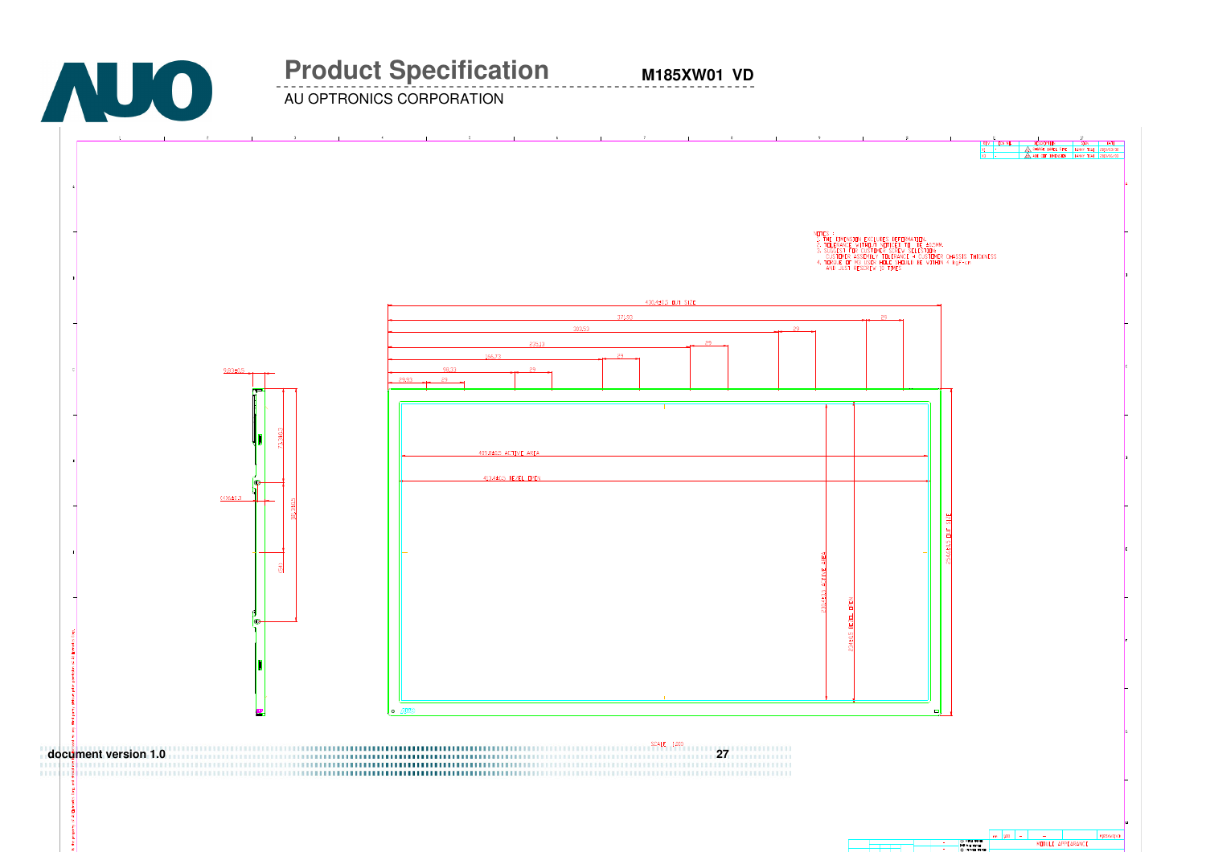NOTES :
1. THE DIMENSION EXCLUDES DEFORMATION.
2. TOLERANCE WITHOUT NOTICED TO BE ±0.5MM.
3. SUGGEST FOR CUSTOMER SCREW SELECTION:
   CUSTOMER ASSEMBLY TOLERANCE + CUSTOMER CHASSIS THICKNESS
4. TORQUE OF M3 USED HOLE SHOULD BE WITHIN 4 kgf-cm
   AND JUST RESCREW 10 TIMES.

430.4±0.3 OUT SIDE

371.83 &nbsp; 29

303.53 &nbsp; 29

235.13 &nbsp; 29

166.73 &nbsp; 29

98.33 &nbsp; 29

29.93 &nbsp; 29

409.8±0.5 ACTIVE AREA

413.8±0.5 BEZEL OPEN

254.6±0.3 OUT SIDE

230.4±0.5 ACTIVE AREA

234±0.5 BEZEL OPEN

9.83±0.5

SCALE 1:2.00

MODULE APPEARANCE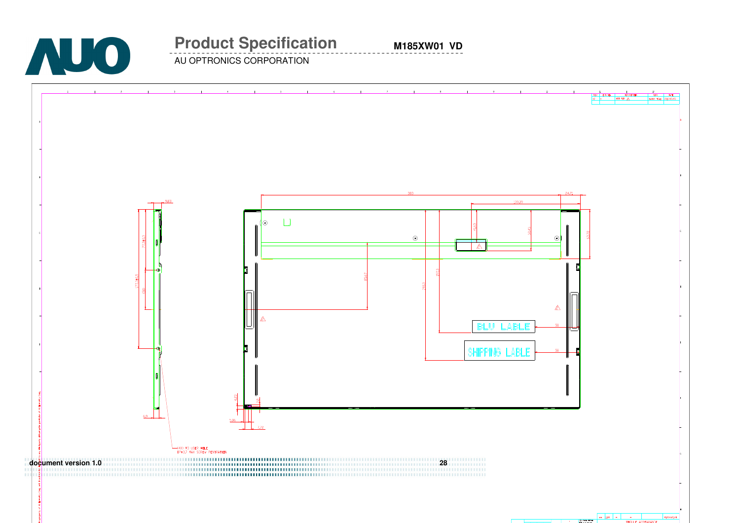383

24.71

139.37

41.53

59.48

62.28

9.83

77.2±0.5

177.2±0.5

(58)

85.47

85.21

98.53

BLU LABLE

SHIPPING LABLE

38

38

4.21

1.6

5.86

7.29

6.9

4X0 M3 USER HOLE
L=3.7 MAX SCREW PENTRATION

MODULE APPEARANCE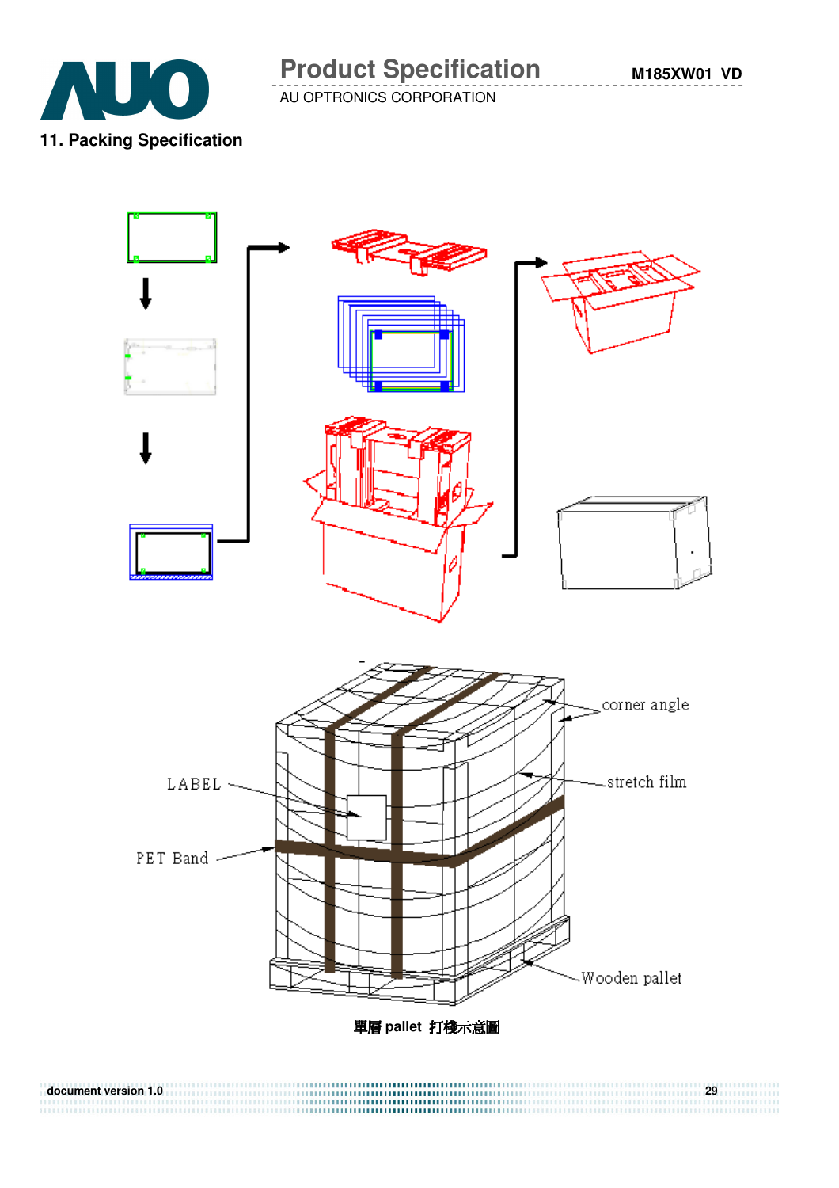## 11. Packing Specification

corner angle

stretch film

LABEL

PET Band

Wooden pallet

單層 pallet 打棧示意圖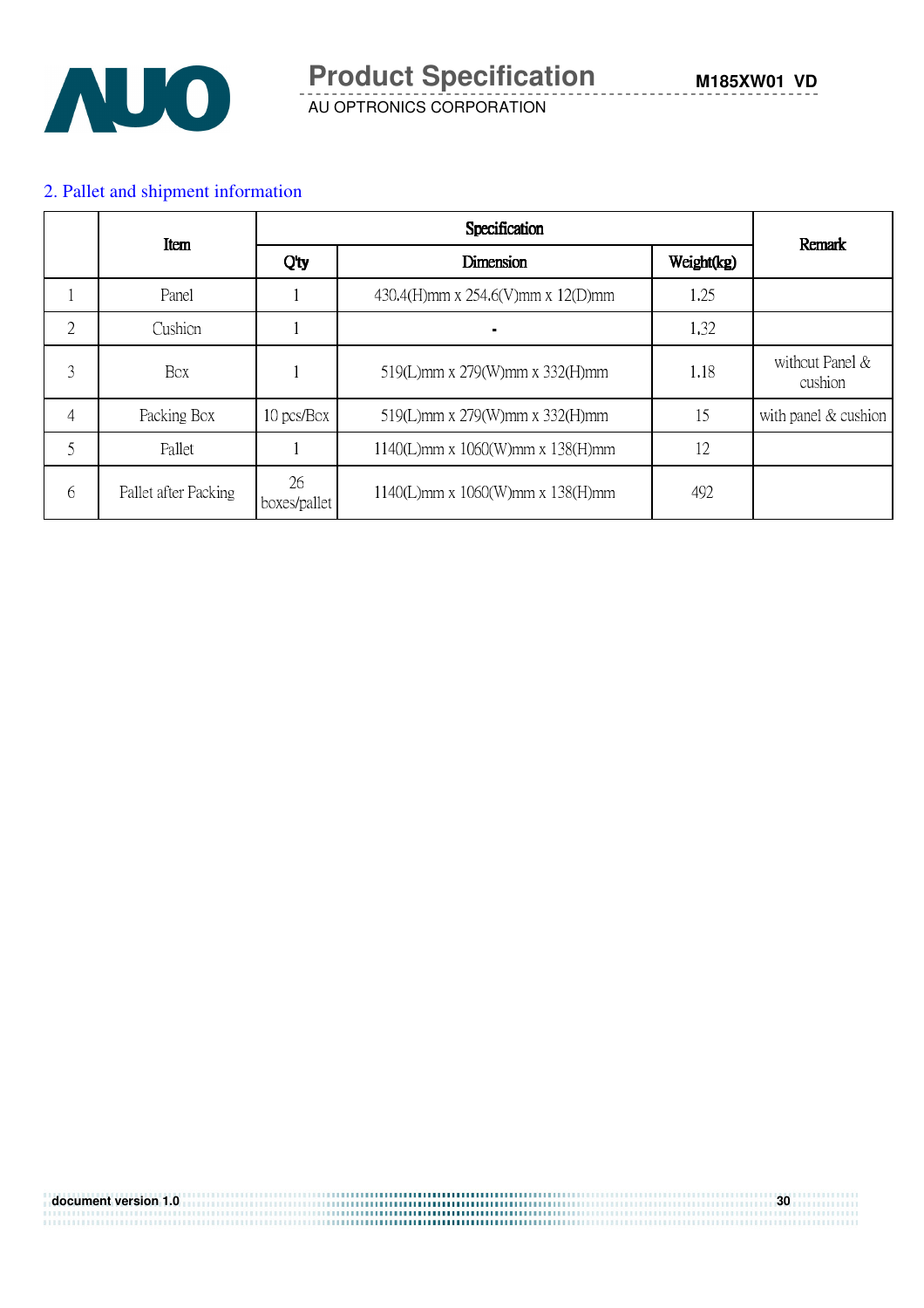## 2. Pallet and shipment information

| | Item | Specification | | | Remark |
|---|---|---|---|---|---|
| | | Q'ty | Dimension | Weight(kg) | |
| 1 | Panel | 1 | 430.4(H)mm x 254.6(V)mm x 12(D)mm | 1.25 | |
| 2 | Cushion | 1 | - | 1.32 | |
| 3 | Box | 1 | 519(L)mm x 279(W)mm x 332(H)mm | 1.18 | without Panel & cushion |
| 4 | Packing Box | 10 pcs/Box | 519(L)mm x 279(W)mm x 332(H)mm | 15 | with panel & cushion |
| 5 | Pallet | 1 | 1140(L)mm x 1060(W)mm x 138(H)mm | 12 | |
| 6 | Pallet after Packing | 26 boxes/pallet | 1140(L)mm x 1060(W)mm x 138(H)mm | 492 | |